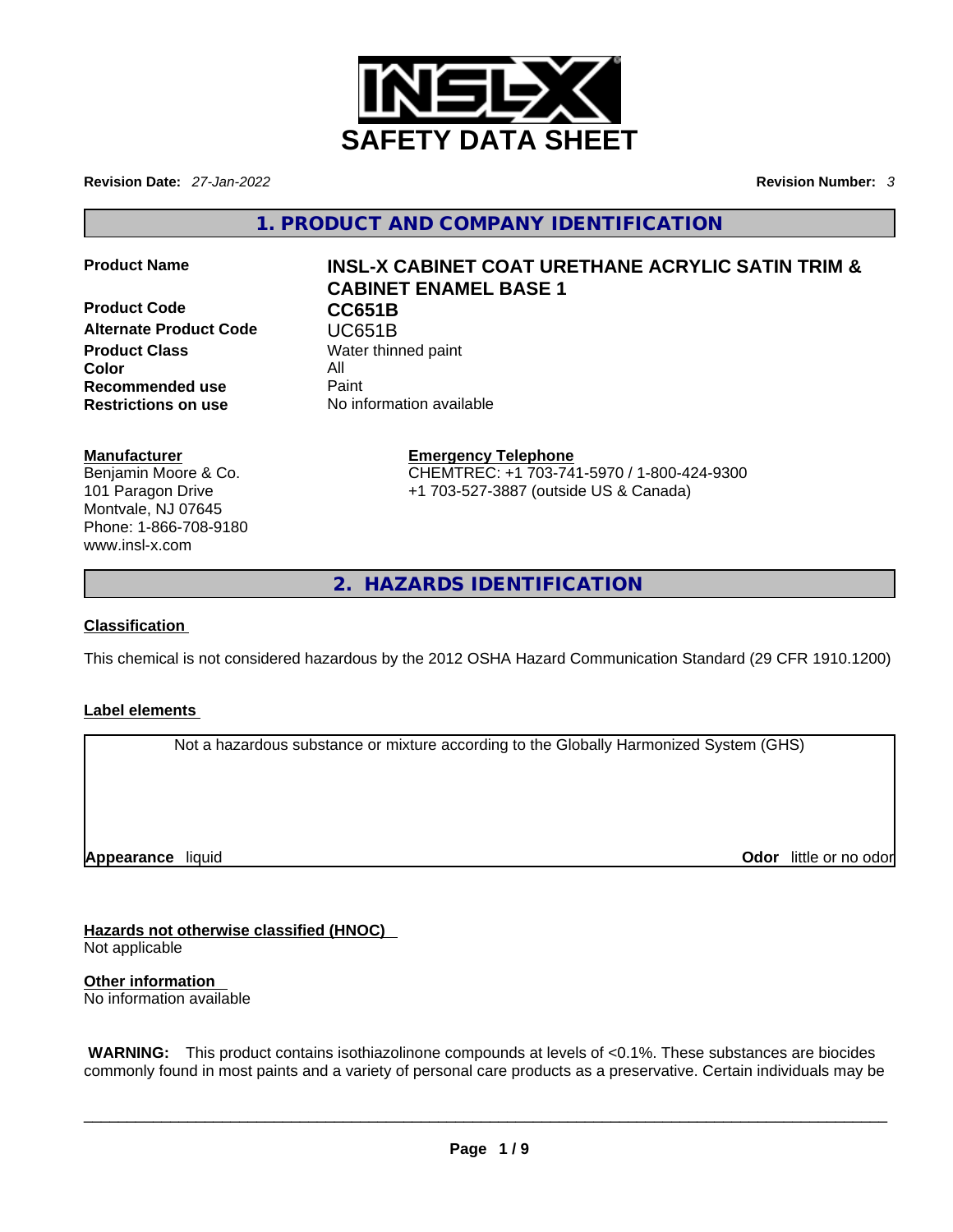# SAFETY DATA SHEET

**Revision Date:** *27-Jan-2022* **Revision Number:** *3*

## 1. PRODUCT AND COMPANY IDENTIFICATION

**Product Name** **INSL-X CABINET COAT URETHANE ACRYLIC SATIN TRIM & CABINET ENAMEL BASE 1**

**Product Code** **CC651B**

**Alternate Product Code** UC651B

**Product Class** Water thinned paint

**Color** All

**Recommended use** Paint

**Restrictions on use** No information available

**Manufacturer**
Benjamin Moore & Co.
101 Paragon Drive
Montvale, NJ 07645
Phone: 1-866-708-9180
www.insl-x.com

**Emergency Telephone**
CHEMTREC: +1 703-741-5970 / 1-800-424-9300
+1 703-527-3887 (outside US & Canada)

## 2. HAZARDS IDENTIFICATION

**Classification**

This chemical is not considered hazardous by the 2012 OSHA Hazard Communication Standard (29 CFR 1910.1200)

**Label elements**

Not a hazardous substance or mixture according to the Globally Harmonized System (GHS)

**Appearance** liquid **Odor** little or no odor

**Hazards not otherwise classified (HNOC)**
Not applicable

**Other information**
No information available

**WARNING:** This product contains isothiazolinone compounds at levels of <0.1%. These substances are biocides commonly found in most paints and a variety of personal care products as a preservative. Certain individuals may be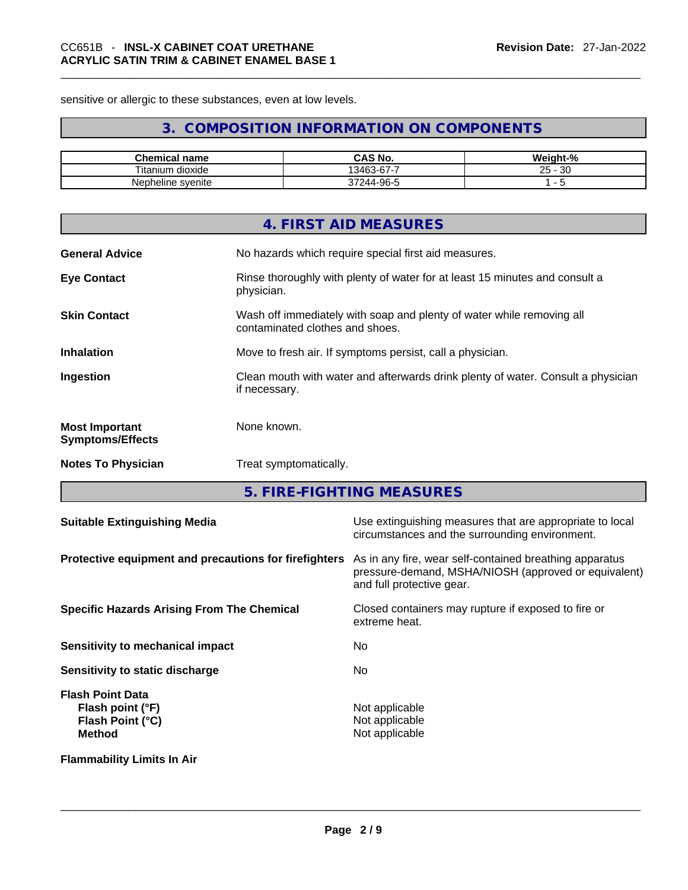sensitive or allergic to these substances, even at low levels.

## 3. COMPOSITION INFORMATION ON COMPONENTS

| Chemical name | CAS No. | Weight-% |
|---|---|---|
| Titanium dioxide | 13463-67-7 | 25 - 30 |
| Nepheline syenite | 37244-96-5 | 1 - 5 |

## 4. FIRST AID MEASURES

**General Advice** No hazards which require special first aid measures.

**Eye Contact** Rinse thoroughly with plenty of water for at least 15 minutes and consult a physician.

**Skin Contact** Wash off immediately with soap and plenty of water while removing all contaminated clothes and shoes.

**Inhalation** Move to fresh air. If symptoms persist, call a physician.

**Ingestion** Clean mouth with water and afterwards drink plenty of water. Consult a physician if necessary.

**Most Important Symptoms/Effects** None known.

**Notes To Physician** Treat symptomatically.

## 5. FIRE-FIGHTING MEASURES

**Suitable Extinguishing Media** Use extinguishing measures that are appropriate to local circumstances and the surrounding environment.

**Protective equipment and precautions for firefighters** As in any fire, wear self-contained breathing apparatus pressure-demand, MSHA/NIOSH (approved or equivalent) and full protective gear.

**Specific Hazards Arising From The Chemical** Closed containers may rupture if exposed to fire or extreme heat.

**Sensitivity to mechanical impact** No

**Sensitivity to static discharge** No

**Flash Point Data**
**Flash point (°F)** Not applicable
**Flash Point (°C)** Not applicable
**Method** Not applicable

**Flammability Limits In Air**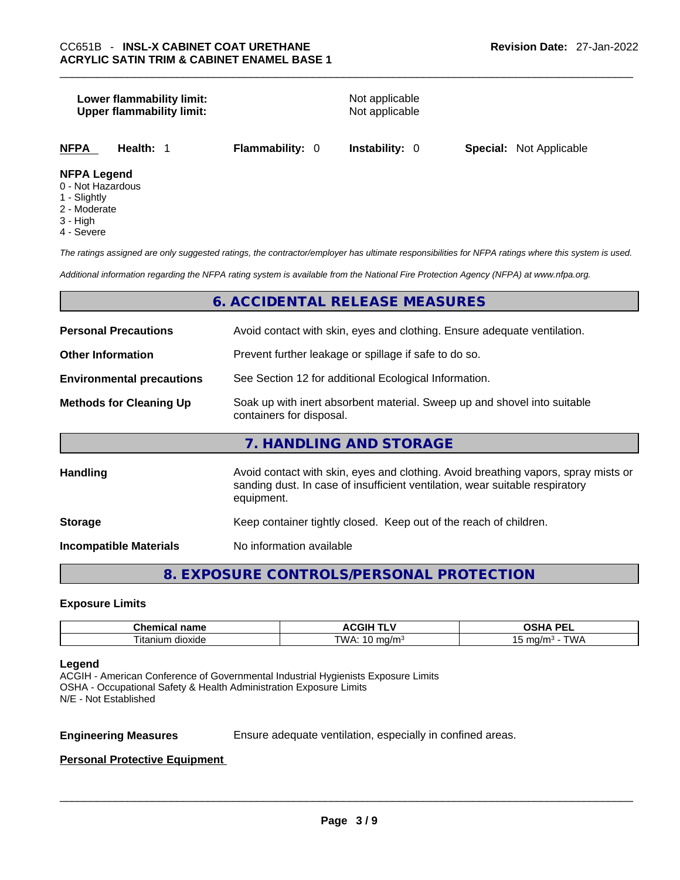**Lower flammability limit:** Not applicable
**Upper flammability limit:** Not applicable

| **NFPA** | **Health:** 1 | **Flammability:** 0 | **Instability:** 0 | **Special:** Not Applicable |
|---|---|---|---|---|

**NFPA Legend**
0 - Not Hazardous
1 - Slightly
2 - Moderate
3 - High
4 - Severe

*The ratings assigned are only suggested ratings, the contractor/employer has ultimate responsibilities for NFPA ratings where this system is used.*

*Additional information regarding the NFPA rating system is available from the National Fire Protection Agency (NFPA) at www.nfpa.org.*

## 6. ACCIDENTAL RELEASE MEASURES

**Personal Precautions** Avoid contact with skin, eyes and clothing. Ensure adequate ventilation.

**Other Information** Prevent further leakage or spillage if safe to do so.

**Environmental precautions** See Section 12 for additional Ecological Information.

**Methods for Cleaning Up** Soak up with inert absorbent material. Sweep up and shovel into suitable containers for disposal.

## 7. HANDLING AND STORAGE

**Handling** Avoid contact with skin, eyes and clothing. Avoid breathing vapors, spray mists or sanding dust. In case of insufficient ventilation, wear suitable respiratory equipment.

**Storage** Keep container tightly closed. Keep out of the reach of children.

**Incompatible Materials** No information available

## 8. EXPOSURE CONTROLS/PERSONAL PROTECTION

### Exposure Limits

| Chemical name | ACGIH TLV | OSHA PEL |
|---|---|---|
| Titanium dioxide | TWA: 10 mg/m³ | 15 mg/m³ - TWA |

**Legend**
ACGIH - American Conference of Governmental Industrial Hygienists Exposure Limits
OSHA - Occupational Safety & Health Administration Exposure Limits
N/E - Not Established

**Engineering Measures** Ensure adequate ventilation, especially in confined areas.

**Personal Protective Equipment**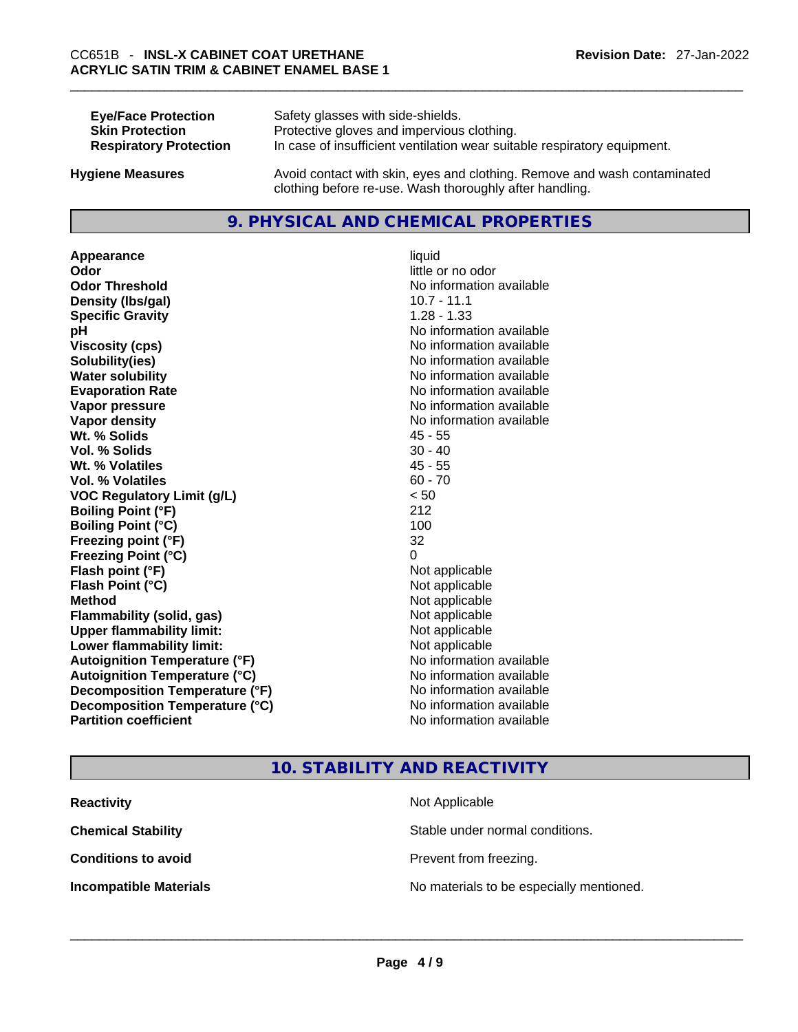| | |
|---|---|
| **Eye/Face Protection** | Safety glasses with side-shields. |
| **Skin Protection** | Protective gloves and impervious clothing. |
| **Respiratory Protection** | In case of insufficient ventilation wear suitable respiratory equipment. |

**Hygiene Measures** — Avoid contact with skin, eyes and clothing. Remove and wash contaminated clothing before re-use. Wash thoroughly after handling.

## 9. PHYSICAL AND CHEMICAL PROPERTIES

| | |
|---|---|
| **Appearance** | liquid |
| **Odor** | little or no odor |
| **Odor Threshold** | No information available |
| **Density (lbs/gal)** | 10.7 - 11.1 |
| **Specific Gravity** | 1.28 - 1.33 |
| **pH** | No information available |
| **Viscosity (cps)** | No information available |
| **Solubility(ies)** | No information available |
| **Water solubility** | No information available |
| **Evaporation Rate** | No information available |
| **Vapor pressure** | No information available |
| **Vapor density** | No information available |
| **Wt. % Solids** | 45 - 55 |
| **Vol. % Solids** | 30 - 40 |
| **Wt. % Volatiles** | 45 - 55 |
| **Vol. % Volatiles** | 60 - 70 |
| **VOC Regulatory Limit (g/L)** | < 50 |
| **Boiling Point (°F)** | 212 |
| **Boiling Point (°C)** | 100 |
| **Freezing point (°F)** | 32 |
| **Freezing Point (°C)** | 0 |
| **Flash point (°F)** | Not applicable |
| **Flash Point (°C)** | Not applicable |
| **Method** | Not applicable |
| **Flammability (solid, gas)** | Not applicable |
| **Upper flammability limit:** | Not applicable |
| **Lower flammability limit:** | Not applicable |
| **Autoignition Temperature (°F)** | No information available |
| **Autoignition Temperature (°C)** | No information available |
| **Decomposition Temperature (°F)** | No information available |
| **Decomposition Temperature (°C)** | No information available |
| **Partition coefficient** | No information available |

## 10. STABILITY AND REACTIVITY

| | |
|---|---|
| **Reactivity** | Not Applicable |
| **Chemical Stability** | Stable under normal conditions. |
| **Conditions to avoid** | Prevent from freezing. |
| **Incompatible Materials** | No materials to be especially mentioned. |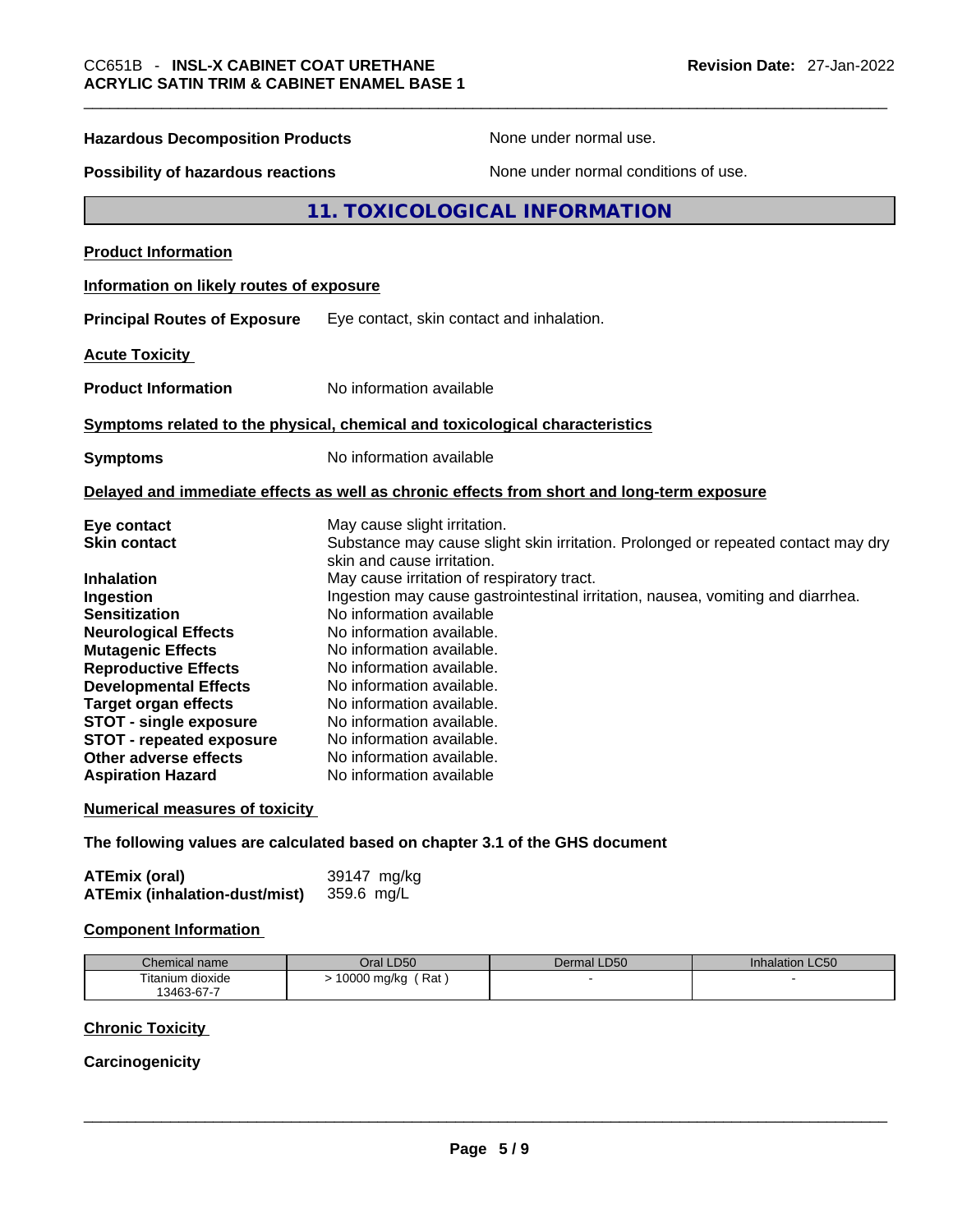**Hazardous Decomposition Products** None under normal use.

**Possibility of hazardous reactions** None under normal conditions of use.

## 11. TOXICOLOGICAL INFORMATION

**Product Information**

**Information on likely routes of exposure**

**Principal Routes of Exposure** Eye contact, skin contact and inhalation.

**Acute Toxicity**

**Product Information** No information available

**Symptoms related to the physical, chemical and toxicological characteristics**

**Symptoms** No information available

**Delayed and immediate effects as well as chronic effects from short and long-term exposure**

**Eye contact** May cause slight irritation.
**Skin contact** Substance may cause slight skin irritation. Prolonged or repeated contact may dry skin and cause irritation.
**Inhalation** May cause irritation of respiratory tract.
**Ingestion** Ingestion may cause gastrointestinal irritation, nausea, vomiting and diarrhea.
**Sensitization** No information available
**Neurological Effects** No information available.
**Mutagenic Effects** No information available.
**Reproductive Effects** No information available.
**Developmental Effects** No information available.
**Target organ effects** No information available.
**STOT - single exposure** No information available.
**STOT - repeated exposure** No information available.
**Other adverse effects** No information available.
**Aspiration Hazard** No information available

**Numerical measures of toxicity**

**The following values are calculated based on chapter 3.1 of the GHS document**

**ATEmix (oral)** 39147 mg/kg
**ATEmix (inhalation-dust/mist)** 359.6 mg/L

**Component Information**

| Chemical name | Oral LD50 | Dermal LD50 | Inhalation LC50 |
|---|---|---|---|
| Titanium dioxide 13463-67-7 | > 10000 mg/kg ( Rat ) | - | - |

**Chronic Toxicity**

**Carcinogenicity**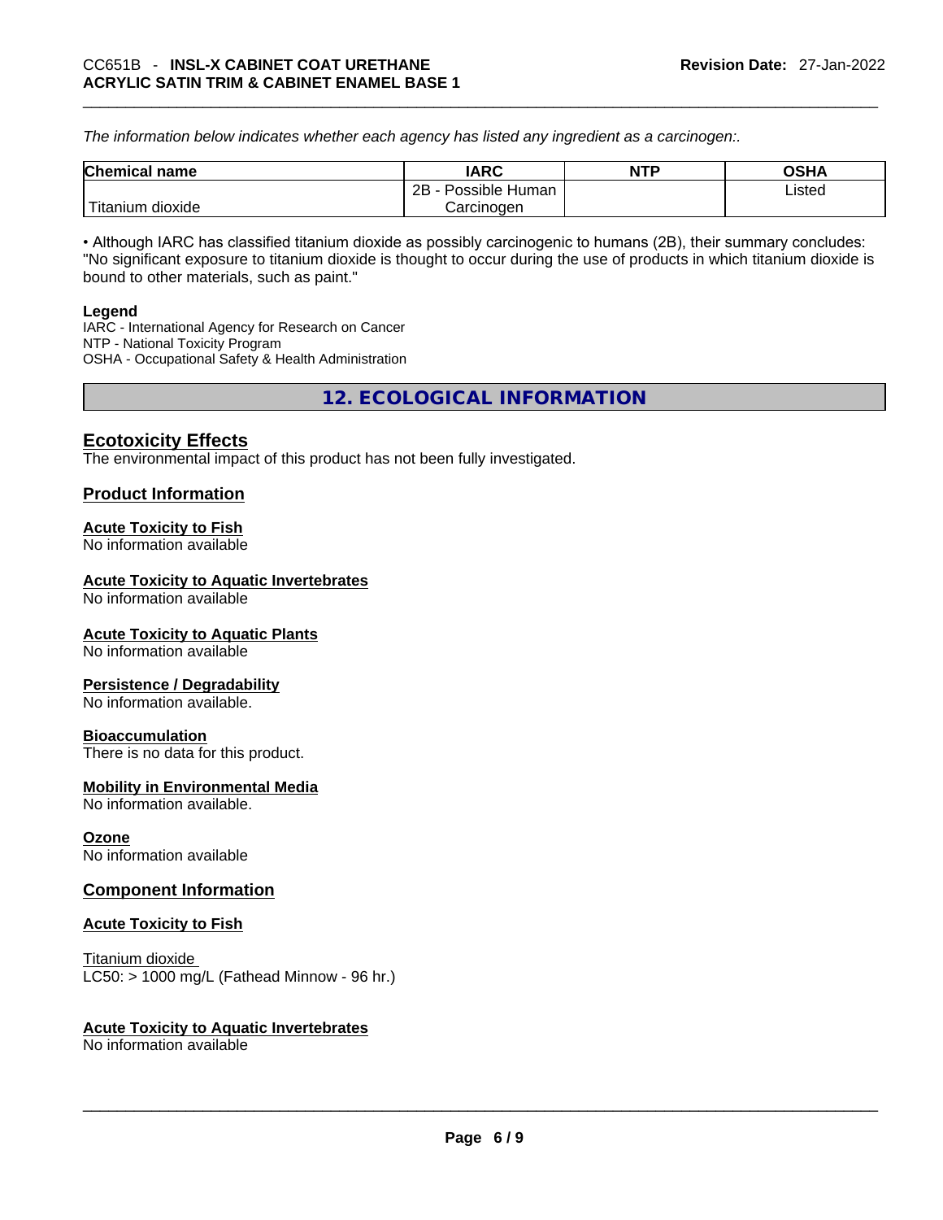*The information below indicates whether each agency has listed any ingredient as a carcinogen:.*

| Chemical name | IARC | NTP | OSHA |
|---|---|---|---|
| Titanium dioxide | 2B - Possible Human Carcinogen | | Listed |

• Although IARC has classified titanium dioxide as possibly carcinogenic to humans (2B), their summary concludes: "No significant exposure to titanium dioxide is thought to occur during the use of products in which titanium dioxide is bound to other materials, such as paint."

**Legend**
IARC - International Agency for Research on Cancer
NTP - National Toxicity Program
OSHA - Occupational Safety & Health Administration

## 12. ECOLOGICAL INFORMATION

### Ecotoxicity Effects
The environmental impact of this product has not been fully investigated.

### Product Information

**Acute Toxicity to Fish**
No information available

**Acute Toxicity to Aquatic Invertebrates**
No information available

**Acute Toxicity to Aquatic Plants**
No information available

**Persistence / Degradability**
No information available.

**Bioaccumulation**
There is no data for this product.

**Mobility in Environmental Media**
No information available.

**Ozone**
No information available

### Component Information

**Acute Toxicity to Fish**

Titanium dioxide
LC50: > 1000 mg/L (Fathead Minnow - 96 hr.)

**Acute Toxicity to Aquatic Invertebrates**
No information available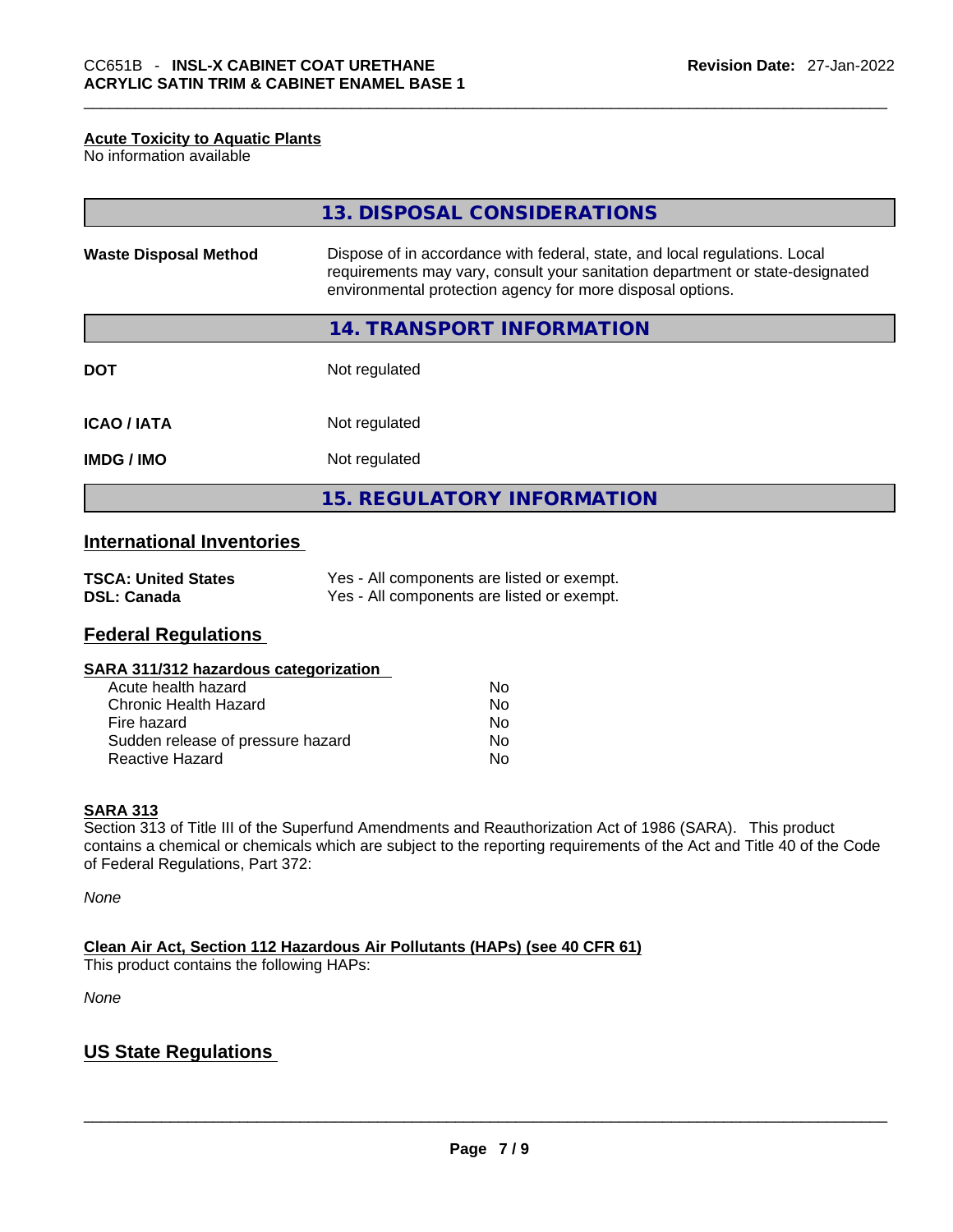**Acute Toxicity to Aquatic Plants**

No information available

## 13. DISPOSAL CONSIDERATIONS

| | |
|---|---|
| **Waste Disposal Method** | Dispose of in accordance with federal, state, and local regulations. Local requirements may vary, consult your sanitation department or state-designated environmental protection agency for more disposal options. |

## 14. TRANSPORT INFORMATION

| | |
|---|---|
| **DOT** | Not regulated |
| **ICAO / IATA** | Not regulated |
| **IMDG / IMO** | Not regulated |

## 15. REGULATORY INFORMATION

### International Inventories

| | |
|---|---|
| **TSCA: United States** | Yes - All components are listed or exempt. |
| **DSL: Canada** | Yes - All components are listed or exempt. |

### Federal Regulations

**SARA 311/312 hazardous categorization**

| | |
|---|---|
| Acute health hazard | No |
| Chronic Health Hazard | No |
| Fire hazard | No |
| Sudden release of pressure hazard | No |
| Reactive Hazard | No |

**SARA 313**

Section 313 of Title III of the Superfund Amendments and Reauthorization Act of 1986 (SARA). This product contains a chemical or chemicals which are subject to the reporting requirements of the Act and Title 40 of the Code of Federal Regulations, Part 372:

*None*

**Clean Air Act, Section 112 Hazardous Air Pollutants (HAPs) (see 40 CFR 61)**

This product contains the following HAPs:

*None*

### US State Regulations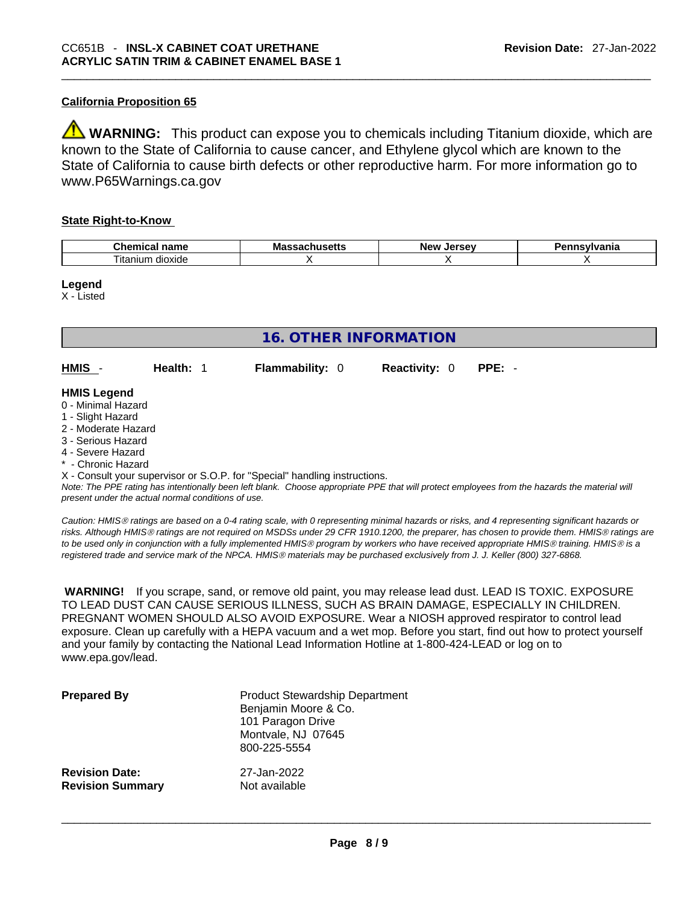**California Proposition 65**

⚠ **WARNING:** This product can expose you to chemicals including Titanium dioxide, which are known to the State of California to cause cancer, and Ethylene glycol which are known to the State of California to cause birth defects or other reproductive harm. For more information go to www.P65Warnings.ca.gov

**State Right-to-Know**

| Chemical name | Massachusetts | New Jersey | Pennsylvania |
|---|---|---|---|
| Titanium dioxide | X | X | X |

**Legend**
X - Listed

## 16. OTHER INFORMATION

| HMIS - | Health: 1 | Flammability: 0 | Reactivity: 0 | PPE: - |
|---|---|---|---|---|

**HMIS Legend**
0 - Minimal Hazard
1 - Slight Hazard
2 - Moderate Hazard
3 - Serious Hazard
4 - Severe Hazard
* - Chronic Hazard
X - Consult your supervisor or S.O.P. for "Special" handling instructions.

*Note: The PPE rating has intentionally been left blank. Choose appropriate PPE that will protect employees from the hazards the material will present under the actual normal conditions of use.*

*Caution: HMIS® ratings are based on a 0-4 rating scale, with 0 representing minimal hazards or risks, and 4 representing significant hazards or risks. Although HMIS® ratings are not required on MSDSs under 29 CFR 1910.1200, the preparer, has chosen to provide them. HMIS® ratings are to be used only in conjunction with a fully implemented HMIS® program by workers who have received appropriate HMIS® training. HMIS® is a registered trade and service mark of the NPCA. HMIS® materials may be purchased exclusively from J. J. Keller (800) 327-6868.*

**WARNING!** If you scrape, sand, or remove old paint, you may release lead dust. LEAD IS TOXIC. EXPOSURE TO LEAD DUST CAN CAUSE SERIOUS ILLNESS, SUCH AS BRAIN DAMAGE, ESPECIALLY IN CHILDREN. PREGNANT WOMEN SHOULD ALSO AVOID EXPOSURE. Wear a NIOSH approved respirator to control lead exposure. Clean up carefully with a HEPA vacuum and a wet mop. Before you start, find out how to protect yourself and your family by contacting the National Lead Information Hotline at 1-800-424-LEAD or log on to www.epa.gov/lead.

**Prepared By**
Product Stewardship Department
Benjamin Moore & Co.
101 Paragon Drive
Montvale, NJ 07645
800-225-5554

**Revision Date:** 27-Jan-2022
**Revision Summary** Not available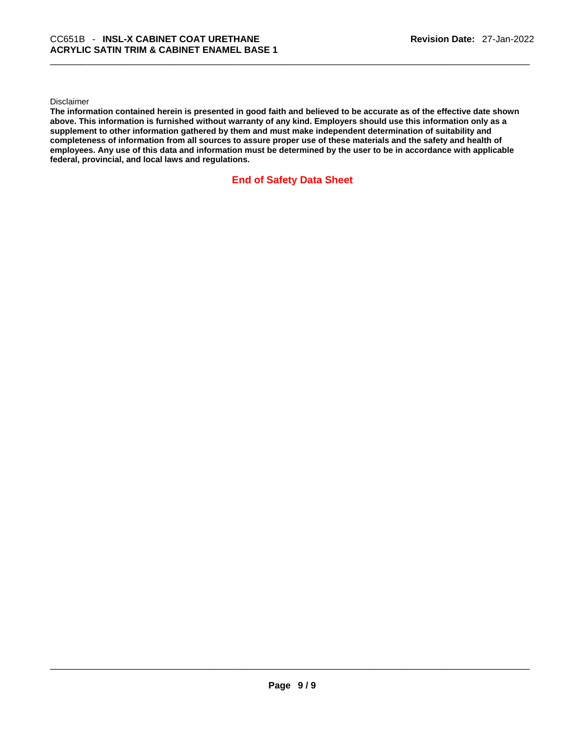Disclaimer

**The information contained herein is presented in good faith and believed to be accurate as of the effective date shown above. This information is furnished without warranty of any kind. Employers should use this information only as a supplement to other information gathered by them and must make independent determination of suitability and completeness of information from all sources to assure proper use of these materials and the safety and health of employees. Any use of this data and information must be determined by the user to be in accordance with applicable federal, provincial, and local laws and regulations.**

**End of Safety Data Sheet**